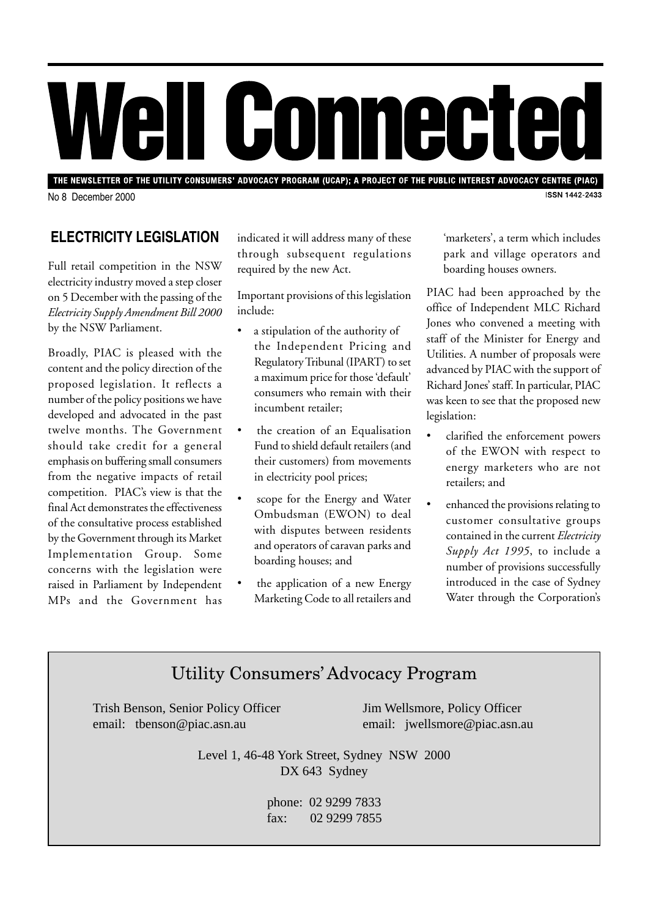# Well Connected

THE NEWSLETTER OF THE UTILITY CONSUMERS' ADVOCACY PROGRAM (UCAP); A PROJECT OF THE PUBLIC INTEREST ADVOCACY CENTRE (PIAC)

No 8 December 2000

ISSN 1442-2433

## ELECTRICITY LEGISLATION

Full retail competition in the NSW electricity industry moved a step closer on 5 December with the passing of the *Electricity Supply Amendment Bill 2000* by the NSW Parliament.

Broadly, PIAC is pleased with the content and the policy direction of the proposed legislation. It reflects a number of the policy positions we have developed and advocated in the past twelve months. The Government should take credit for a general emphasis on buffering small consumers from the negative impacts of retail competition. PIAC's view is that the final Act demonstrates the effectiveness of the consultative process established by the Government through its Market Implementation Group. Some concerns with the legislation were raised in Parliament by Independent MPs and the Government has indicated it will address many of these through subsequent regulations required by the new Act.

Important provisions of this legislation include:

- a stipulation of the authority of the Independent Pricing and Regulatory Tribunal (IPART) to set a maximum price for those 'default' consumers who remain with their incumbent retailer;
- the creation of an Equalisation Fund to shield default retailers (and their customers) from movements in electricity pool prices;
- scope for the Energy and Water Ombudsman (EWON) to deal with disputes between residents and operators of caravan parks and boarding houses; and
- the application of a new Energy Marketing Code to all retailers and 'marketers', a term which includes park and village operators and boarding houses owners.

PIAC had been approached by the office of Independent MLC Richard Jones who convened a meeting with staff of the Minister for Energy and Utilities. A number of proposals were advanced by PIAC with the support of Richard Jones' staff. In particular, PIAC was keen to see that the proposed new legislation:

- clarified the enforcement powers of the EWON with respect to energy marketers who are not retailers; and
- enhanced the provisions relating to customer consultative groups contained in the current *Electricity Supply Act 1995*, to include a number of provisions successfully introduced in the case of Sydney Water through the Corporation's

---

**Utility Consumers' Advocacy Program**

Trish Benson, Senior Policy Officer
email: tbenson@piac.asn.au

Jim Wellsmore, Policy Officer
email: jwellsmore@piac.asn.au

Level 1, 46-48 York Street, Sydney NSW 2000
DX 643 Sydney

phone: 02 9299 7833
fax: 02 9299 7855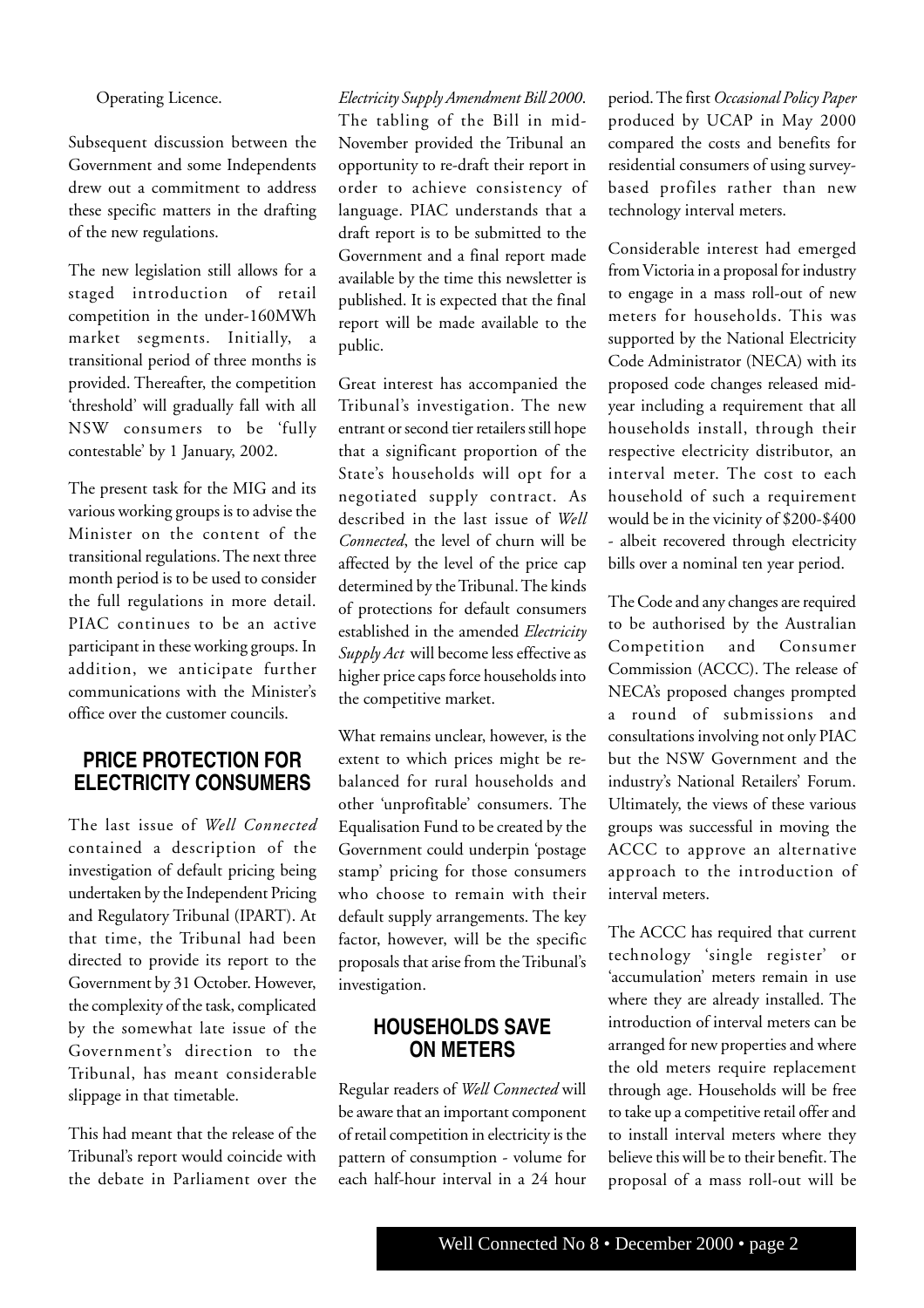Operating Licence.

Subsequent discussion between the Government and some Independents drew out a commitment to address these specific matters in the drafting of the new regulations.

The new legislation still allows for a staged introduction of retail competition in the under-160MWh market segments. Initially, a transitional period of three months is provided. Thereafter, the competition 'threshold' will gradually fall with all NSW consumers to be 'fully contestable' by 1 January, 2002.

The present task for the MIG and its various working groups is to advise the Minister on the content of the transitional regulations. The next three month period is to be used to consider the full regulations in more detail. PIAC continues to be an active participant in these working groups. In addition, we anticipate further communications with the Minister's office over the customer councils.

## PRICE PROTECTION FOR ELECTRICITY CONSUMERS

The last issue of *Well Connected* contained a description of the investigation of default pricing being undertaken by the Independent Pricing and Regulatory Tribunal (IPART). At that time, the Tribunal had been directed to provide its report to the Government by 31 October. However, the complexity of the task, complicated by the somewhat late issue of the Government's direction to the Tribunal, has meant considerable slippage in that timetable.

This had meant that the release of the Tribunal's report would coincide with the debate in Parliament over the *Electricity Supply Amendment Bill 2000*. The tabling of the Bill in mid-November provided the Tribunal an opportunity to re-draft their report in order to achieve consistency of language. PIAC understands that a draft report is to be submitted to the Government and a final report made available by the time this newsletter is published. It is expected that the final report will be made available to the public.

Great interest has accompanied the Tribunal's investigation. The new entrant or second tier retailers still hope that a significant proportion of the State's households will opt for a negotiated supply contract. As described in the last issue of *Well Connected*, the level of churn will be affected by the level of the price cap determined by the Tribunal. The kinds of protections for default consumers established in the amended *Electricity Supply Act* will become less effective as higher price caps force households into the competitive market.

What remains unclear, however, is the extent to which prices might be re-balanced for rural households and other 'unprofitable' consumers. The Equalisation Fund to be created by the Government could underpin 'postage stamp' pricing for those consumers who choose to remain with their default supply arrangements. The key factor, however, will be the specific proposals that arise from the Tribunal's investigation.

## HOUSEHOLDS SAVE ON METERS

Regular readers of *Well Connected* will be aware that an important component of retail competition in electricity is the pattern of consumption - volume for each half-hour interval in a 24 hour period. The first *Occasional Policy Paper* produced by UCAP in May 2000 compared the costs and benefits for residential consumers of using survey-based profiles rather than new technology interval meters.

Considerable interest had emerged from Victoria in a proposal for industry to engage in a mass roll-out of new meters for households. This was supported by the National Electricity Code Administrator (NECA) with its proposed code changes released mid-year including a requirement that all households install, through their respective electricity distributor, an interval meter. The cost to each household of such a requirement would be in the vicinity of $200-$400 - albeit recovered through electricity bills over a nominal ten year period.

The Code and any changes are required to be authorised by the Australian Competition and Consumer Commission (ACCC). The release of NECA's proposed changes prompted a round of submissions and consultations involving not only PIAC but the NSW Government and the industry's National Retailers' Forum. Ultimately, the views of these various groups was successful in moving the ACCC to approve an alternative approach to the introduction of interval meters.

The ACCC has required that current technology 'single register' or 'accumulation' meters remain in use where they are already installed. The introduction of interval meters can be arranged for new properties and where the old meters require replacement through age. Households will be free to take up a competitive retail offer and to install interval meters where they believe this will be to their benefit. The proposal of a mass roll-out will be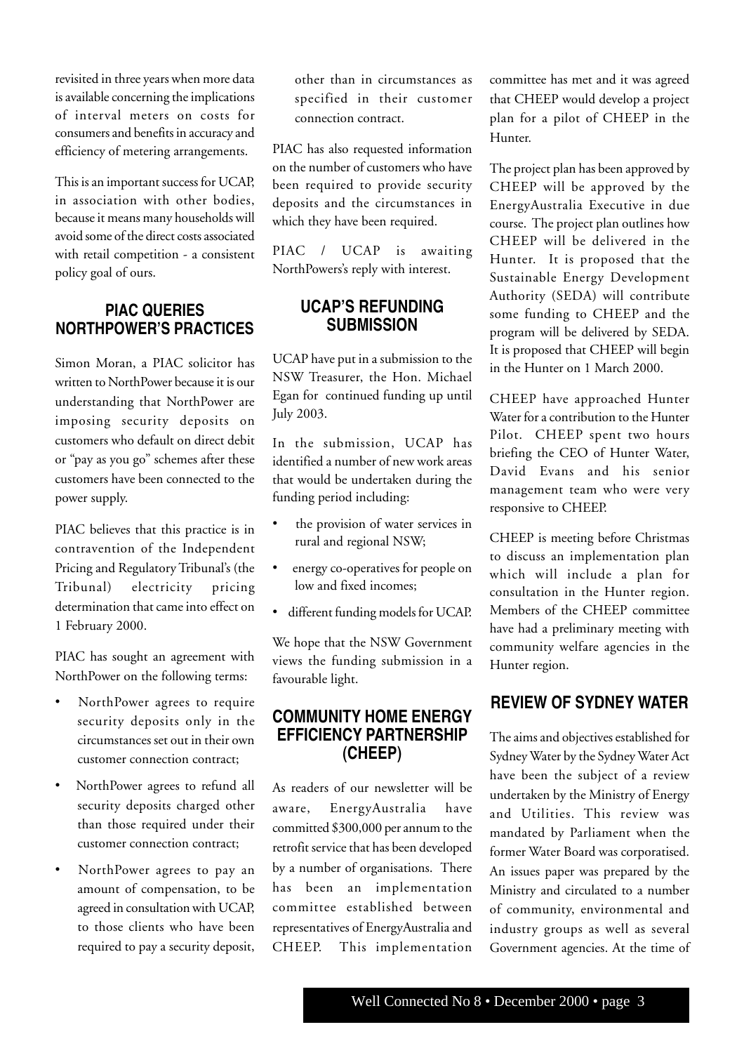revisited in three years when more data is available concerning the implications of interval meters on costs for consumers and benefits in accuracy and efficiency of metering arrangements.

This is an important success for UCAP, in association with other bodies, because it means many households will avoid some of the direct costs associated with retail competition - a consistent policy goal of ours.

## PIAC QUERIES NORTHPOWER'S PRACTICES

Simon Moran, a PIAC solicitor has written to NorthPower because it is our understanding that NorthPower are imposing security deposits on customers who default on direct debit or "pay as you go" schemes after these customers have been connected to the power supply.

PIAC believes that this practice is in contravention of the Independent Pricing and Regulatory Tribunal's (the Tribunal) electricity pricing determination that came into effect on 1 February 2000.

PIAC has sought an agreement with NorthPower on the following terms:

- NorthPower agrees to require security deposits only in the circumstances set out in their own customer connection contract;
- NorthPower agrees to refund all security deposits charged other than those required under their customer connection contract;
- NorthPower agrees to pay an amount of compensation, to be agreed in consultation with UCAP, to those clients who have been required to pay a security deposit, other than in circumstances as specified in their customer connection contract.

PIAC has also requested information on the number of customers who have been required to provide security deposits and the circumstances in which they have been required.

PIAC / UCAP is awaiting NorthPowers's reply with interest.

## UCAP'S REFUNDING SUBMISSION

UCAP have put in a submission to the NSW Treasurer, the Hon. Michael Egan for continued funding up until July 2003.

In the submission, UCAP has identified a number of new work areas that would be undertaken during the funding period including:

- the provision of water services in rural and regional NSW;
- energy co-operatives for people on low and fixed incomes;
- different funding models for UCAP.

We hope that the NSW Government views the funding submission in a favourable light.

## COMMUNITY HOME ENERGY EFFICIENCY PARTNERSHIP (CHEEP)

As readers of our newsletter will be aware, EnergyAustralia have committed $300,000 per annum to the retrofit service that has been developed by a number of organisations. There has been an implementation committee established between representatives of EnergyAustralia and CHEEP. This implementation committee has met and it was agreed that CHEEP would develop a project plan for a pilot of CHEEP in the Hunter.

The project plan has been approved by CHEEP will be approved by the EnergyAustralia Executive in due course. The project plan outlines how CHEEP will be delivered in the Hunter. It is proposed that the Sustainable Energy Development Authority (SEDA) will contribute some funding to CHEEP and the program will be delivered by SEDA. It is proposed that CHEEP will begin in the Hunter on 1 March 2000.

CHEEP have approached Hunter Water for a contribution to the Hunter Pilot. CHEEP spent two hours briefing the CEO of Hunter Water, David Evans and his senior management team who were very responsive to CHEEP.

CHEEP is meeting before Christmas to discuss an implementation plan which will include a plan for consultation in the Hunter region. Members of the CHEEP committee have had a preliminary meeting with community welfare agencies in the Hunter region.

## REVIEW OF SYDNEY WATER

The aims and objectives established for Sydney Water by the Sydney Water Act have been the subject of a review undertaken by the Ministry of Energy and Utilities. This review was mandated by Parliament when the former Water Board was corporatised. An issues paper was prepared by the Ministry and circulated to a number of community, environmental and industry groups as well as several Government agencies. At the time of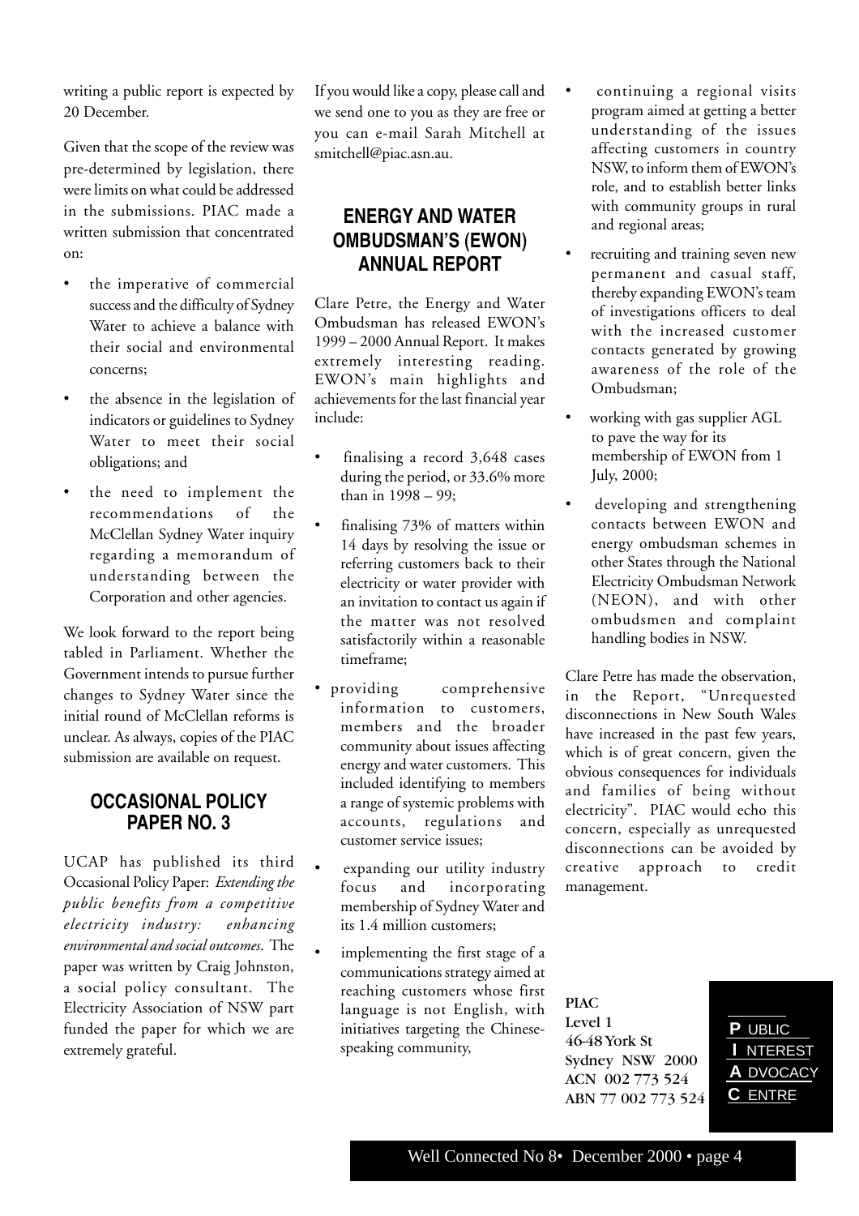writing a public report is expected by 20 December.

Given that the scope of the review was pre-determined by legislation, there were limits on what could be addressed in the submissions. PIAC made a written submission that concentrated on:

- the imperative of commercial success and the difficulty of Sydney Water to achieve a balance with their social and environmental concerns;
- the absence in the legislation of indicators or guidelines to Sydney Water to meet their social obligations; and
- the need to implement the recommendations of the McClellan Sydney Water inquiry regarding a memorandum of understanding between the Corporation and other agencies.

We look forward to the report being tabled in Parliament. Whether the Government intends to pursue further changes to Sydney Water since the initial round of McClellan reforms is unclear. As always, copies of the PIAC submission are available on request.

## OCCASIONAL POLICY PAPER NO. 3

UCAP has published its third Occasional Policy Paper: *Extending the public benefits from a competitive electricity industry: enhancing environmental and social outcomes*. The paper was written by Craig Johnston, a social policy consultant. The Electricity Association of NSW part funded the paper for which we are extremely grateful.

If you would like a copy, please call and we send one to you as they are free or you can e-mail Sarah Mitchell at smitchell@piac.asn.au.

## ENERGY AND WATER OMBUDSMAN'S (EWON) ANNUAL REPORT

Clare Petre, the Energy and Water Ombudsman has released EWON's 1999 – 2000 Annual Report. It makes extremely interesting reading. EWON's main highlights and achievements for the last financial year include:

- finalising a record 3,648 cases during the period, or 33.6% more than in 1998 – 99;
- finalising 73% of matters within 14 days by resolving the issue or referring customers back to their electricity or water provider with an invitation to contact us again if the matter was not resolved satisfactorily within a reasonable timeframe;
- providing comprehensive information to customers, members and the broader community about issues affecting energy and water customers. This included identifying to members a range of systemic problems with accounts, regulations and customer service issues;
- expanding our utility industry focus and incorporating membership of Sydney Water and its 1.4 million customers;
- implementing the first stage of a communications strategy aimed at reaching customers whose first language is not English, with initiatives targeting the Chinese-speaking community,
- continuing a regional visits program aimed at getting a better understanding of the issues affecting customers in country NSW, to inform them of EWON's role, and to establish better links with community groups in rural and regional areas;
- recruiting and training seven new permanent and casual staff, thereby expanding EWON's team of investigations officers to deal with the increased customer contacts generated by growing awareness of the role of the Ombudsman;
- working with gas supplier AGL to pave the way for its membership of EWON from 1 July, 2000;
- developing and strengthening contacts between EWON and energy ombudsman schemes in other States through the National Electricity Ombudsman Network (NEON), and with other ombudsmen and complaint handling bodies in NSW.

Clare Petre has made the observation, in the Report, "Unrequested disconnections in New South Wales have increased in the past few years, which is of great concern, given the obvious consequences for individuals and families of being without electricity". PIAC would echo this concern, especially as unrequested disconnections can be avoided by creative approach to credit management.

**PIAC**
**Level 1**
**46-48 York St**
**Sydney NSW 2000**
**ACN 002 773 524**
**ABN 77 002 773 524**

**P** UBLIC
**I** NTEREST
**A** DVOCACY
**C** ENTRE